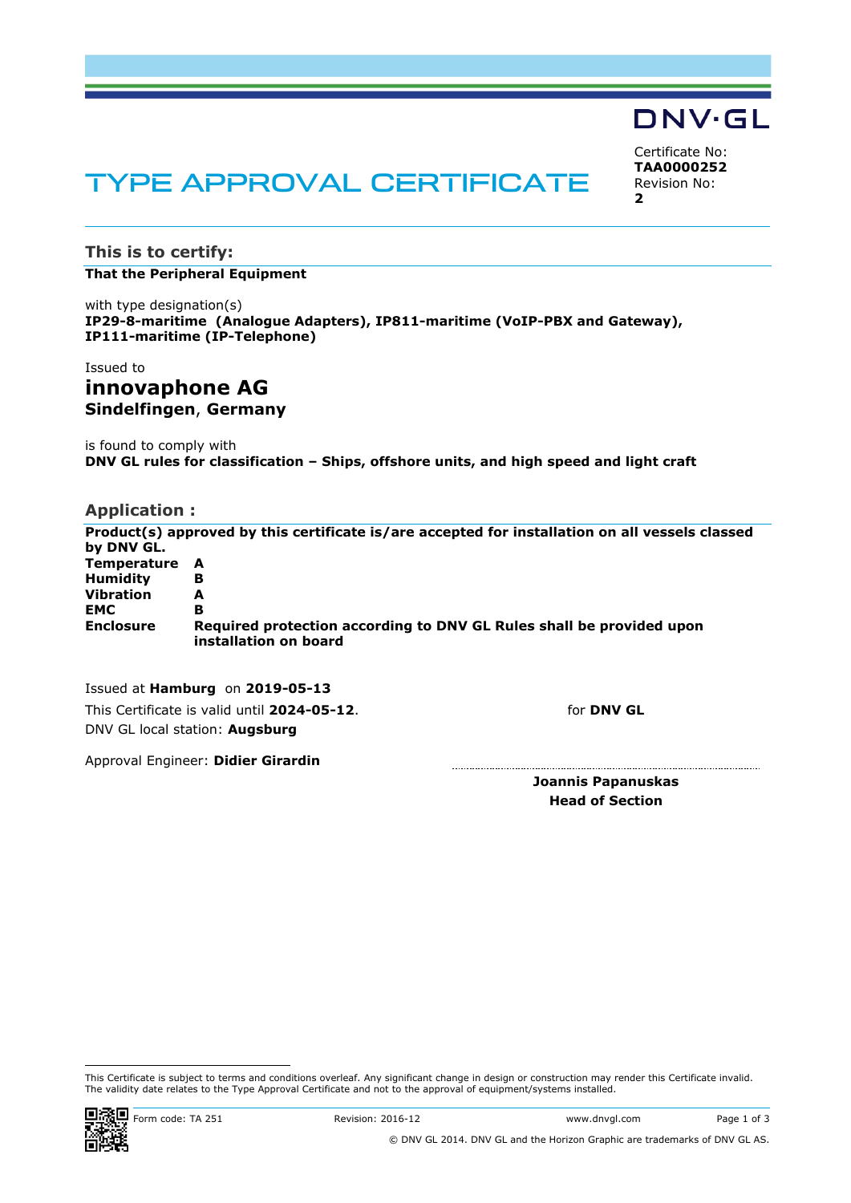DNV·GL

# TYPE APPROVAL CERTIFICATE

Certificate No:
**TAA0000252**
Revision No:
**2**

## This is to certify:

**That the Peripheral Equipment**

with type designation(s)
**IP29-8-maritime (Analogue Adapters), IP811-maritime (VoIP-PBX and Gateway), IP111-maritime (IP-Telephone)**

Issued to
**innovaphone AG**
**Sindelfingen, Germany**

is found to comply with
**DNV GL rules for classification – Ships, offshore units, and high speed and light craft**

## Application :

**Product(s) approved by this certificate is/are accepted for installation on all vessels classed by DNV GL.**

| | |
|---|---|
| **Temperature** | **A** |
| **Humidity** | **B** |
| **Vibration** | **A** |
| **EMC** | **B** |
| **Enclosure** | **Required protection according to DNV GL Rules shall be provided upon installation on board** |

Issued at **Hamburg** on **2019-05-13**
This Certificate is valid until **2024-05-12**.
DNV GL local station: **Augsburg**

Approval Engineer: **Didier Girardin**

for **DNV GL**

**Joannis Papanuskas**
**Head of Section**

This Certificate is subject to terms and conditions overleaf. Any significant change in design or construction may render this Certificate invalid. The validity date relates to the Type Approval Certificate and not to the approval of equipment/systems installed.

Form code: TA 251 Revision: 2016-12 www.dnvgl.com

© DNV GL 2014. DNV GL and the Horizon Graphic are trademarks of DNV GL AS.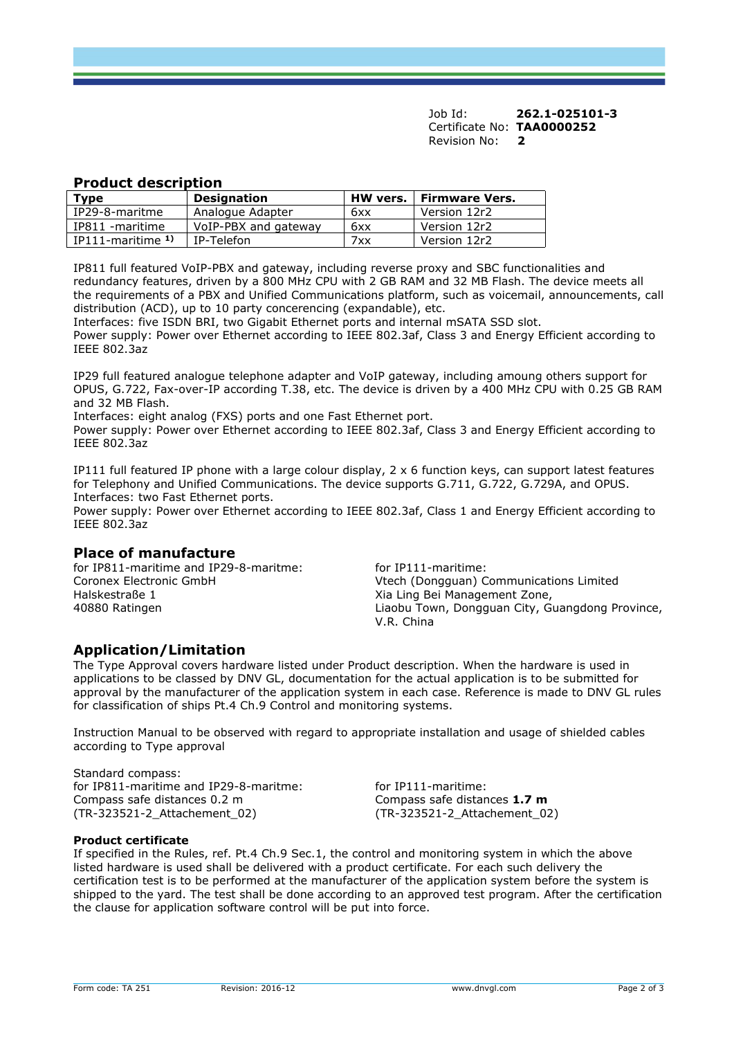Job Id: **262.1-025101-3**
Certificate No: **TAA0000252**
Revision No: **2**

## Product description

| Type | Designation | HW vers. | Firmware Vers. |
|---|---|---|---|
| IP29-8-maritme | Analogue Adapter | 6xx | Version 12r2 |
| IP811 -maritime | VoIP-PBX and gateway | 6xx | Version 12r2 |
| IP111-maritime **1)** | IP-Telefon | 7xx | Version 12r2 |

IP811 full featured VoIP-PBX and gateway, including reverse proxy and SBC functionalities and redundancy features, driven by a 800 MHz CPU with 2 GB RAM and 32 MB Flash. The device meets all the requirements of a PBX and Unified Communications platform, such as voicemail, announcements, call distribution (ACD), up to 10 party concerencing (expandable), etc.
Interfaces: five ISDN BRI, two Gigabit Ethernet ports and internal mSATA SSD slot.
Power supply: Power over Ethernet according to IEEE 802.3af, Class 3 and Energy Efficient according to IEEE 802.3az

IP29 full featured analogue telephone adapter and VoIP gateway, including amoung others support for OPUS, G.722, Fax-over-IP according T.38, etc. The device is driven by a 400 MHz CPU with 0.25 GB RAM and 32 MB Flash.
Interfaces: eight analog (FXS) ports and one Fast Ethernet port.
Power supply: Power over Ethernet according to IEEE 802.3af, Class 3 and Energy Efficient according to IEEE 802.3az

IP111 full featured IP phone with a large colour display, 2 x 6 function keys, can support latest features for Telephony and Unified Communications. The device supports G.711, G.722, G.729A, and OPUS.
Interfaces: two Fast Ethernet ports.
Power supply: Power over Ethernet according to IEEE 802.3af, Class 1 and Energy Efficient according to IEEE 802.3az

## Place of manufacture

for IP811-maritime and IP29-8-maritme:
Coronex Electronic GmbH
Halskestraße 1
40880 Ratingen

for IP111-maritime:
Vtech (Dongguan) Communications Limited
Xia Ling Bei Management Zone,
Liaobu Town, Dongguan City, Guangdong Province,
V.R. China

## Application/Limitation

The Type Approval covers hardware listed under Product description. When the hardware is used in applications to be classed by DNV GL, documentation for the actual application is to be submitted for approval by the manufacturer of the application system in each case. Reference is made to DNV GL rules for classification of ships Pt.4 Ch.9 Control and monitoring systems.

Instruction Manual to be observed with regard to appropriate installation and usage of shielded cables according to Type approval

Standard compass:
for IP811-maritime and IP29-8-maritme:
Compass safe distances 0.2 m
(TR-323521-2_Attachement_02)

for IP111-maritime:
Compass safe distances **1.7 m**
(TR-323521-2_Attachement_02)

### Product certificate

If specified in the Rules, ref. Pt.4 Ch.9 Sec.1, the control and monitoring system in which the above listed hardware is used shall be delivered with a product certificate. For each such delivery the certification test is to be performed at the manufacturer of the application system before the system is shipped to the yard. The test shall be done according to an approved test program. After the certification the clause for application software control will be put into force.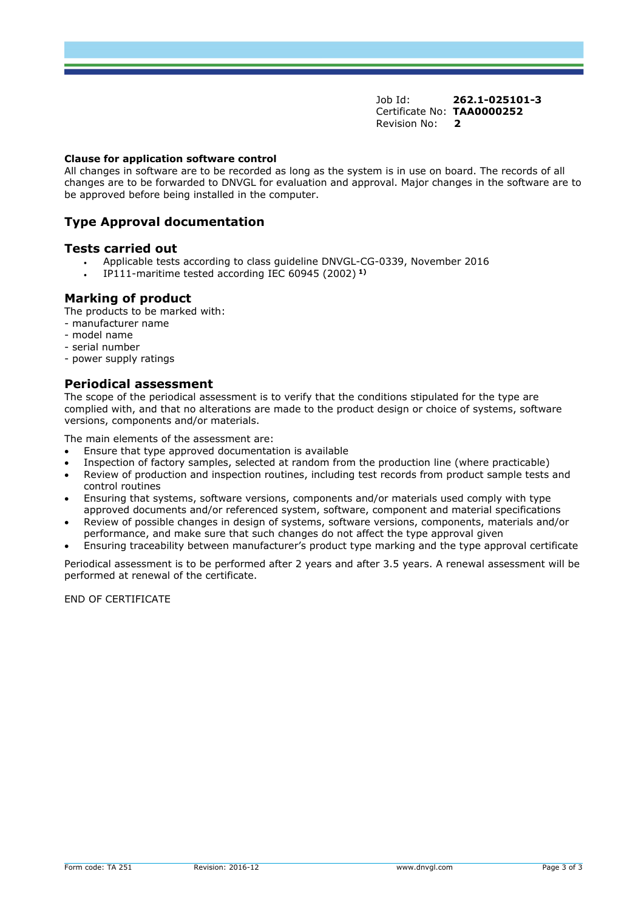Job Id: **262.1-025101-3**
Certificate No: **TAA0000252**
Revision No: **2**

**Clause for application software control**
All changes in software are to be recorded as long as the system is in use on board. The records of all changes are to be forwarded to DNVGL for evaluation and approval. Major changes in the software are to be approved before being installed in the computer.

## Type Approval documentation

## Tests carried out

- Applicable tests according to class guideline DNVGL-CG-0339, November 2016
- IP111-maritime tested according IEC 60945 (2002) **1)**

## Marking of product

The products to be marked with:
- manufacturer name
- model name
- serial number
- power supply ratings

## Periodical assessment

The scope of the periodical assessment is to verify that the conditions stipulated for the type are complied with, and that no alterations are made to the product design or choice of systems, software versions, components and/or materials.

The main elements of the assessment are:

- Ensure that type approved documentation is available
- Inspection of factory samples, selected at random from the production line (where practicable)
- Review of production and inspection routines, including test records from product sample tests and control routines
- Ensuring that systems, software versions, components and/or materials used comply with type approved documents and/or referenced system, software, component and material specifications
- Review of possible changes in design of systems, software versions, components, materials and/or performance, and make sure that such changes do not affect the type approval given
- Ensuring traceability between manufacturer's product type marking and the type approval certificate

Periodical assessment is to be performed after 2 years and after 3.5 years. A renewal assessment will be performed at renewal of the certificate.

END OF CERTIFICATE